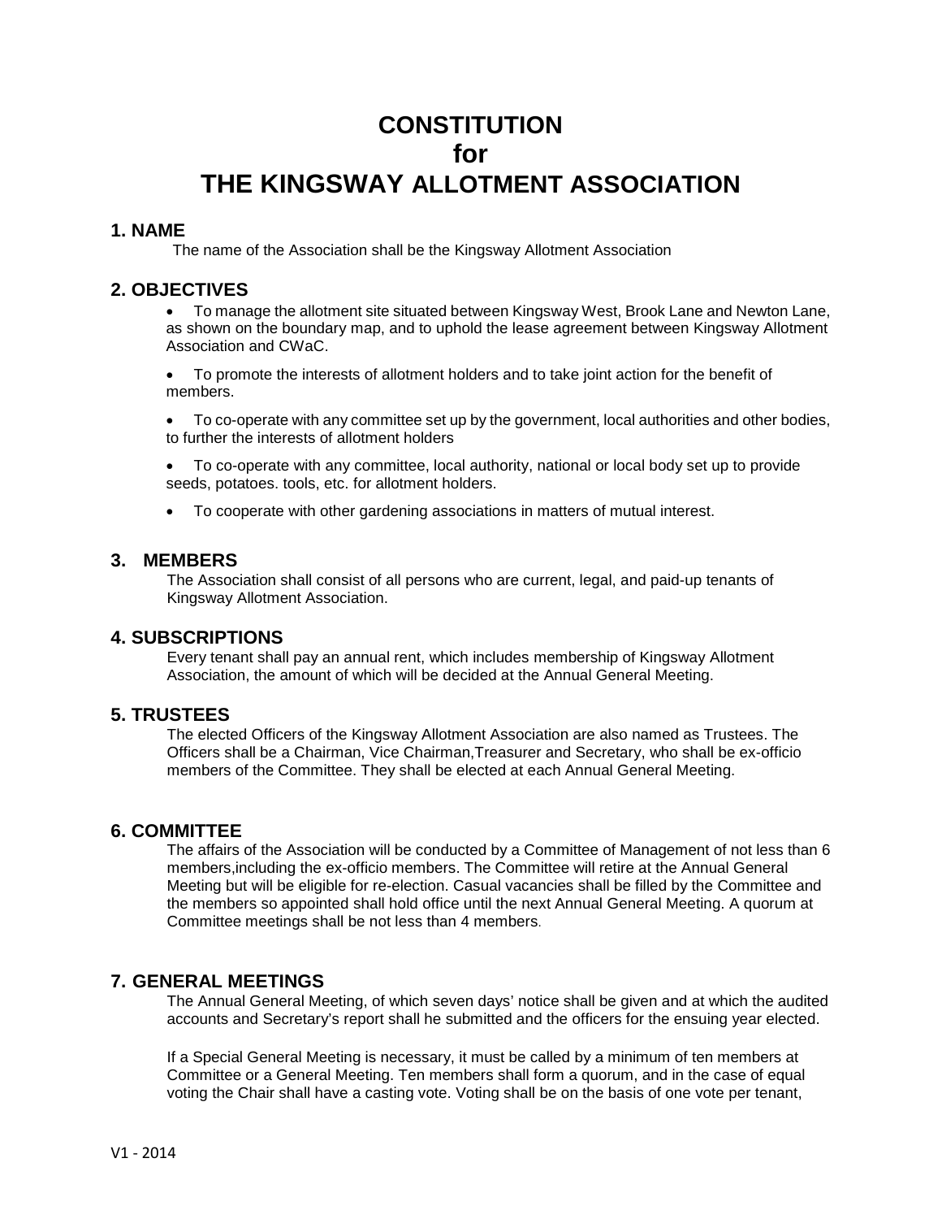# CONSTITUTION
# for
# THE KINGSWAY ALLOTMENT ASSOCIATION

## 1. NAME

The name of the Association shall be the Kingsway Allotment Association

## 2. OBJECTIVES

- To manage the allotment site situated between Kingsway West, Brook Lane and Newton Lane, as shown on the boundary map, and to uphold the lease agreement between Kingsway Allotment Association and CWaC.
- To promote the interests of allotment holders and to take joint action for the benefit of members.
- To co-operate with any committee set up by the government, local authorities and other bodies, to further the interests of allotment holders
- To co-operate with any committee, local authority, national or local body set up to provide seeds, potatoes. tools, etc. for allotment holders.
- To cooperate with other gardening associations in matters of mutual interest.

## 3. MEMBERS

The Association shall consist of all persons who are current, legal, and paid-up tenants of Kingsway Allotment Association.

## 4. SUBSCRIPTIONS

Every tenant shall pay an annual rent, which includes membership of Kingsway Allotment Association, the amount of which will be decided at the Annual General Meeting.

## 5. TRUSTEES

The elected Officers of the Kingsway Allotment Association are also named as Trustees. The Officers shall be a Chairman, Vice Chairman,Treasurer and Secretary, who shall be ex-officio members of the Committee. They shall be elected at each Annual General Meeting.

## 6. COMMITTEE

The affairs of the Association will be conducted by a Committee of Management of not less than 6 members,including the ex-officio members. The Committee will retire at the Annual General Meeting but will be eligible for re-election. Casual vacancies shall be filled by the Committee and the members so appointed shall hold office until the next Annual General Meeting. A quorum at Committee meetings shall be not less than 4 members.

## 7. GENERAL MEETINGS

The Annual General Meeting, of which seven days' notice shall be given and at which the audited accounts and Secretary's report shall he submitted and the officers for the ensuing year elected.

If a Special General Meeting is necessary, it must be called by a minimum of ten members at Committee or a General Meeting. Ten members shall form a quorum, and in the case of equal voting the Chair shall have a casting vote. Voting shall be on the basis of one vote per tenant,

V1 - 2014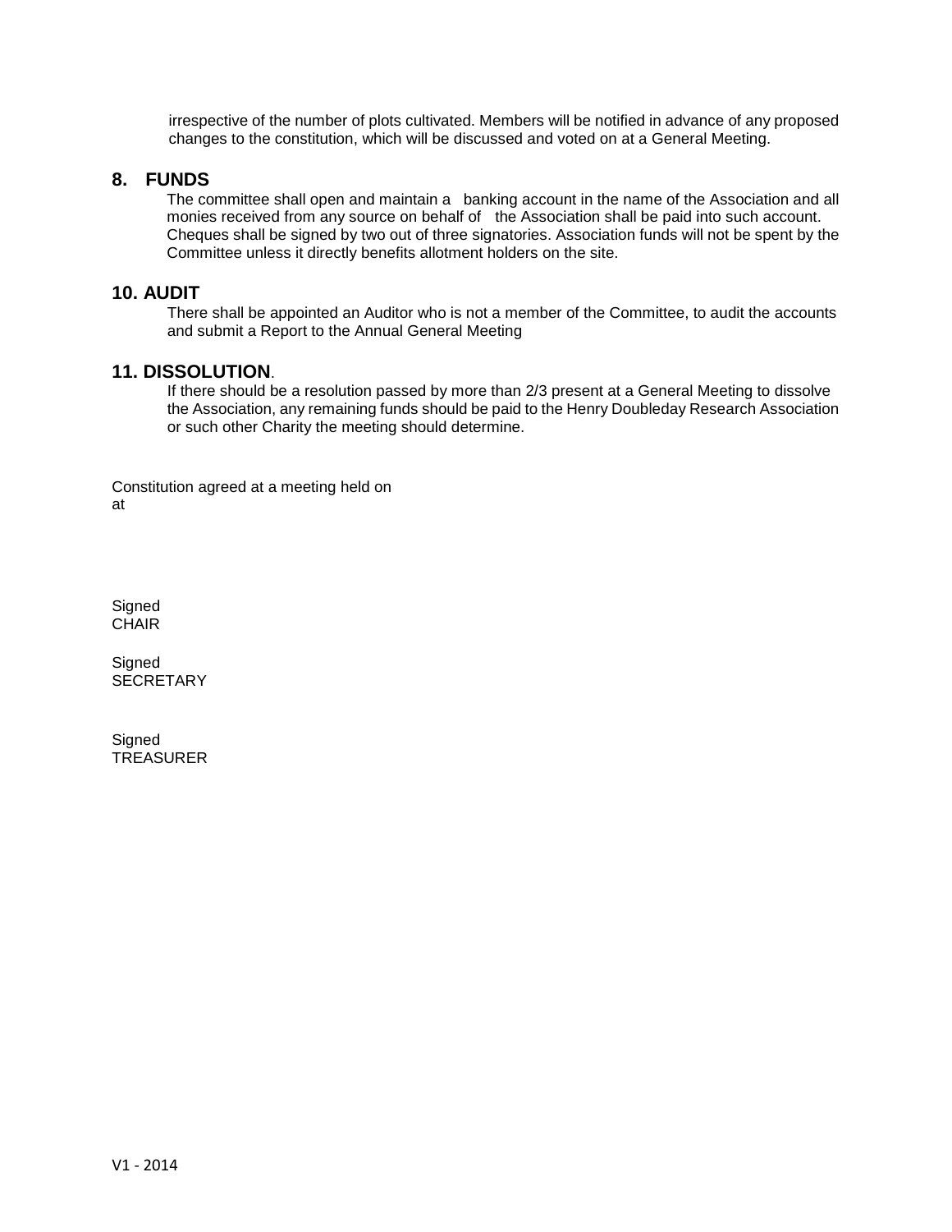irrespective of the number of plots cultivated. Members will be notified in advance of any proposed changes to the constitution, which will be discussed and voted on at a General Meeting.

## 8. FUNDS

The committee shall open and maintain a banking account in the name of the Association and all monies received from any source on behalf of the Association shall be paid into such account. Cheques shall be signed by two out of three signatories. Association funds will not be spent by the Committee unless it directly benefits allotment holders on the site.

## 10. AUDIT

There shall be appointed an Auditor who is not a member of the Committee, to audit the accounts and submit a Report to the Annual General Meeting

## 11. DISSOLUTION.

If there should be a resolution passed by more than 2/3 present at a General Meeting to dissolve the Association, any remaining funds should be paid to the Henry Doubleday Research Association or such other Charity the meeting should determine.

Constitution agreed at a meeting held on
at

Signed
CHAIR

Signed
SECRETARY

Signed
TREASURER

V1 - 2014